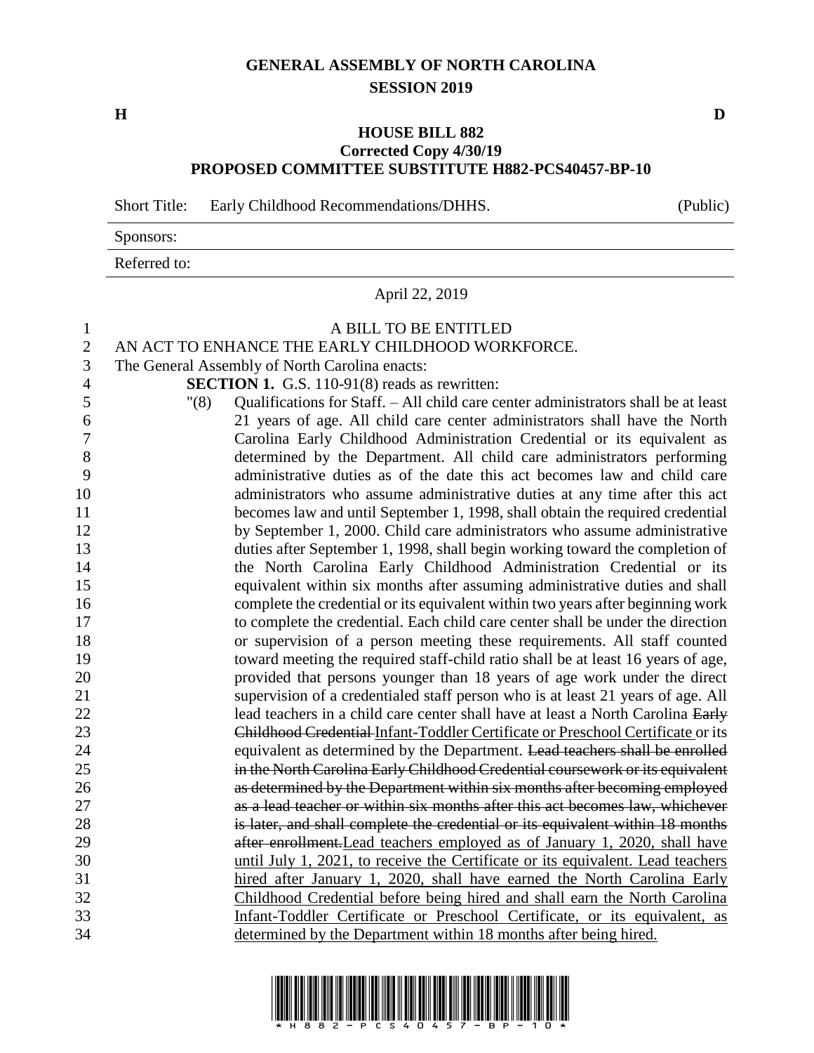# GENERAL ASSEMBLY OF NORTH CAROLINA
## SESSION 2019

**H** **D**

### HOUSE BILL 882
### Corrected Copy 4/30/19
### PROPOSED COMMITTEE SUBSTITUTE H882-PCS40457-BP-10

Short Title: Early Childhood Recommendations/DHHS. (Public)

Sponsors:

Referred to:

April 22, 2019

A BILL TO BE ENTITLED

AN ACT TO ENHANCE THE EARLY CHILDHOOD WORKFORCE.

The General Assembly of North Carolina enacts:

**SECTION 1.** G.S. 110-91(8) reads as rewritten:

"(8) Qualifications for Staff. – All child care center administrators shall be at least 21 years of age. All child care center administrators shall have the North Carolina Early Childhood Administration Credential or its equivalent as determined by the Department. All child care administrators performing administrative duties as of the date this act becomes law and child care administrators who assume administrative duties at any time after this act becomes law and until September 1, 1998, shall obtain the required credential by September 1, 2000. Child care administrators who assume administrative duties after September 1, 1998, shall begin working toward the completion of the North Carolina Early Childhood Administration Credential or its equivalent within six months after assuming administrative duties and shall complete the credential or its equivalent within two years after beginning work to complete the credential. Each child care center shall be under the direction or supervision of a person meeting these requirements. All staff counted toward meeting the required staff-child ratio shall be at least 16 years of age, provided that persons younger than 18 years of age work under the direct supervision of a credentialed staff person who is at least 21 years of age. All lead teachers in a child care center shall have at least a North Carolina ~~Early Childhood Credential~~ Infant-Toddler Certificate or Preschool Certificate or its equivalent as determined by the Department. ~~Lead teachers shall be enrolled in the North Carolina Early Childhood Credential coursework or its equivalent as determined by the Department within six months after becoming employed as a lead teacher or within six months after this act becomes law, whichever is later, and shall complete the credential or its equivalent within 18 months after enrollment.~~ Lead teachers employed as of January 1, 2020, shall have until July 1, 2021, to receive the Certificate or its equivalent. Lead teachers hired after January 1, 2020, shall have earned the North Carolina Early Childhood Credential before being hired and shall earn the North Carolina Infant-Toddler Certificate or Preschool Certificate, or its equivalent, as determined by the Department within 18 months after being hired.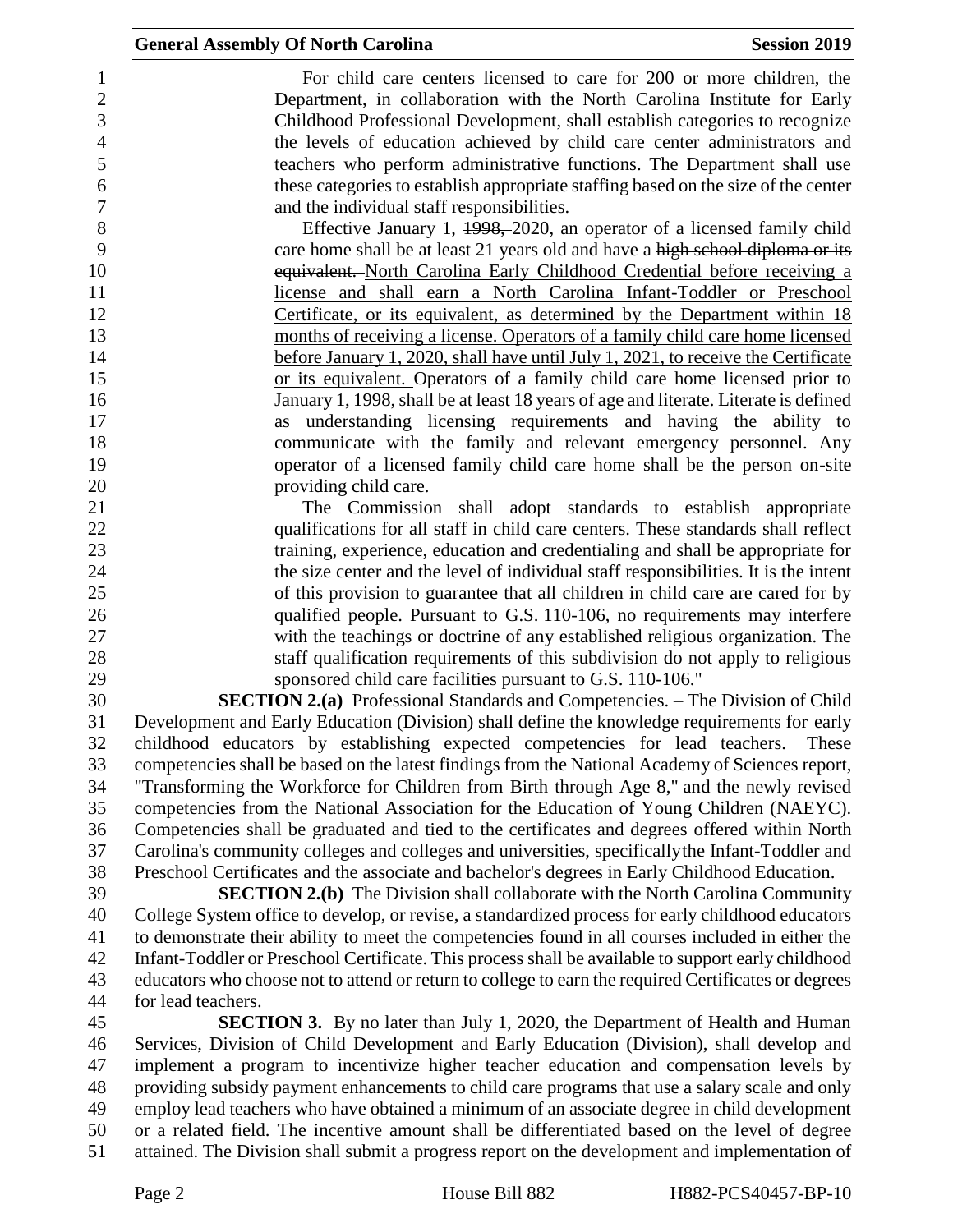For child care centers licensed to care for 200 or more children, the Department, in collaboration with the North Carolina Institute for Early Childhood Professional Development, shall establish categories to recognize the levels of education achieved by child care center administrators and teachers who perform administrative functions. The Department shall use these categories to establish appropriate staffing based on the size of the center and the individual staff responsibilities.

Effective January 1, ~~1998,~~ 2020, an operator of a licensed family child care home shall be at least 21 years old and have a ~~high school diploma or its equivalent.~~ North Carolina Early Childhood Credential before receiving a license and shall earn a North Carolina Infant-Toddler or Preschool Certificate, or its equivalent, as determined by the Department within 18 months of receiving a license. Operators of a family child care home licensed before January 1, 2020, shall have until July 1, 2021, to receive the Certificate or its equivalent. Operators of a family child care home licensed prior to January 1, 1998, shall be at least 18 years of age and literate. Literate is defined as understanding licensing requirements and having the ability to communicate with the family and relevant emergency personnel. Any operator of a licensed family child care home shall be the person on-site providing child care.

The Commission shall adopt standards to establish appropriate qualifications for all staff in child care centers. These standards shall reflect training, experience, education and credentialing and shall be appropriate for the size center and the level of individual staff responsibilities. It is the intent of this provision to guarantee that all children in child care are cared for by qualified people. Pursuant to G.S. 110-106, no requirements may interfere with the teachings or doctrine of any established religious organization. The staff qualification requirements of this subdivision do not apply to religious sponsored child care facilities pursuant to G.S. 110-106."

**SECTION 2.(a)** Professional Standards and Competencies. – The Division of Child Development and Early Education (Division) shall define the knowledge requirements for early childhood educators by establishing expected competencies for lead teachers. These competencies shall be based on the latest findings from the National Academy of Sciences report, "Transforming the Workforce for Children from Birth through Age 8," and the newly revised competencies from the National Association for the Education of Young Children (NAEYC). Competencies shall be graduated and tied to the certificates and degrees offered within North Carolina's community colleges and colleges and universities, specificallythe Infant-Toddler and Preschool Certificates and the associate and bachelor's degrees in Early Childhood Education.

**SECTION 2.(b)** The Division shall collaborate with the North Carolina Community College System office to develop, or revise, a standardized process for early childhood educators to demonstrate their ability to meet the competencies found in all courses included in either the Infant-Toddler or Preschool Certificate. This process shall be available to support early childhood educators who choose not to attend or return to college to earn the required Certificates or degrees for lead teachers.

**SECTION 3.** By no later than July 1, 2020, the Department of Health and Human Services, Division of Child Development and Early Education (Division), shall develop and implement a program to incentivize higher teacher education and compensation levels by providing subsidy payment enhancements to child care programs that use a salary scale and only employ lead teachers who have obtained a minimum of an associate degree in child development or a related field. The incentive amount shall be differentiated based on the level of degree attained. The Division shall submit a progress report on the development and implementation of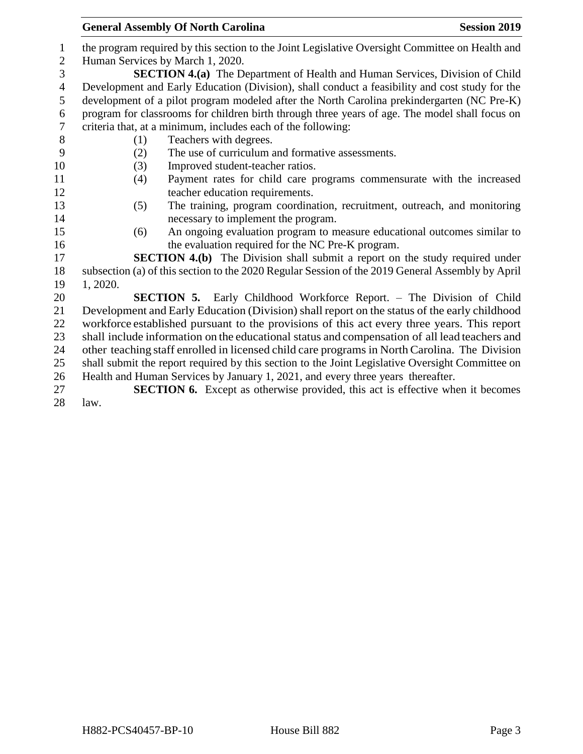the program required by this section to the Joint Legislative Oversight Committee on Health and Human Services by March 1, 2020.

**SECTION 4.(a)** The Department of Health and Human Services, Division of Child Development and Early Education (Division), shall conduct a feasibility and cost study for the development of a pilot program modeled after the North Carolina prekindergarten (NC Pre-K) program for classrooms for children birth through three years of age. The model shall focus on criteria that, at a minimum, includes each of the following:

(1) Teachers with degrees.

(2) The use of curriculum and formative assessments.

(3) Improved student-teacher ratios.

(4) Payment rates for child care programs commensurate with the increased teacher education requirements.

(5) The training, program coordination, recruitment, outreach, and monitoring necessary to implement the program.

(6) An ongoing evaluation program to measure educational outcomes similar to the evaluation required for the NC Pre-K program.

**SECTION 4.(b)** The Division shall submit a report on the study required under subsection (a) of this section to the 2020 Regular Session of the 2019 General Assembly by April 1, 2020.

**SECTION 5.** Early Childhood Workforce Report. – The Division of Child Development and Early Education (Division) shall report on the status of the early childhood workforce established pursuant to the provisions of this act every three years. This report shall include information on the educational status and compensation of all lead teachers and other teaching staff enrolled in licensed child care programs in North Carolina. The Division shall submit the report required by this section to the Joint Legislative Oversight Committee on Health and Human Services by January 1, 2021, and every three years thereafter.

**SECTION 6.** Except as otherwise provided, this act is effective when it becomes law.